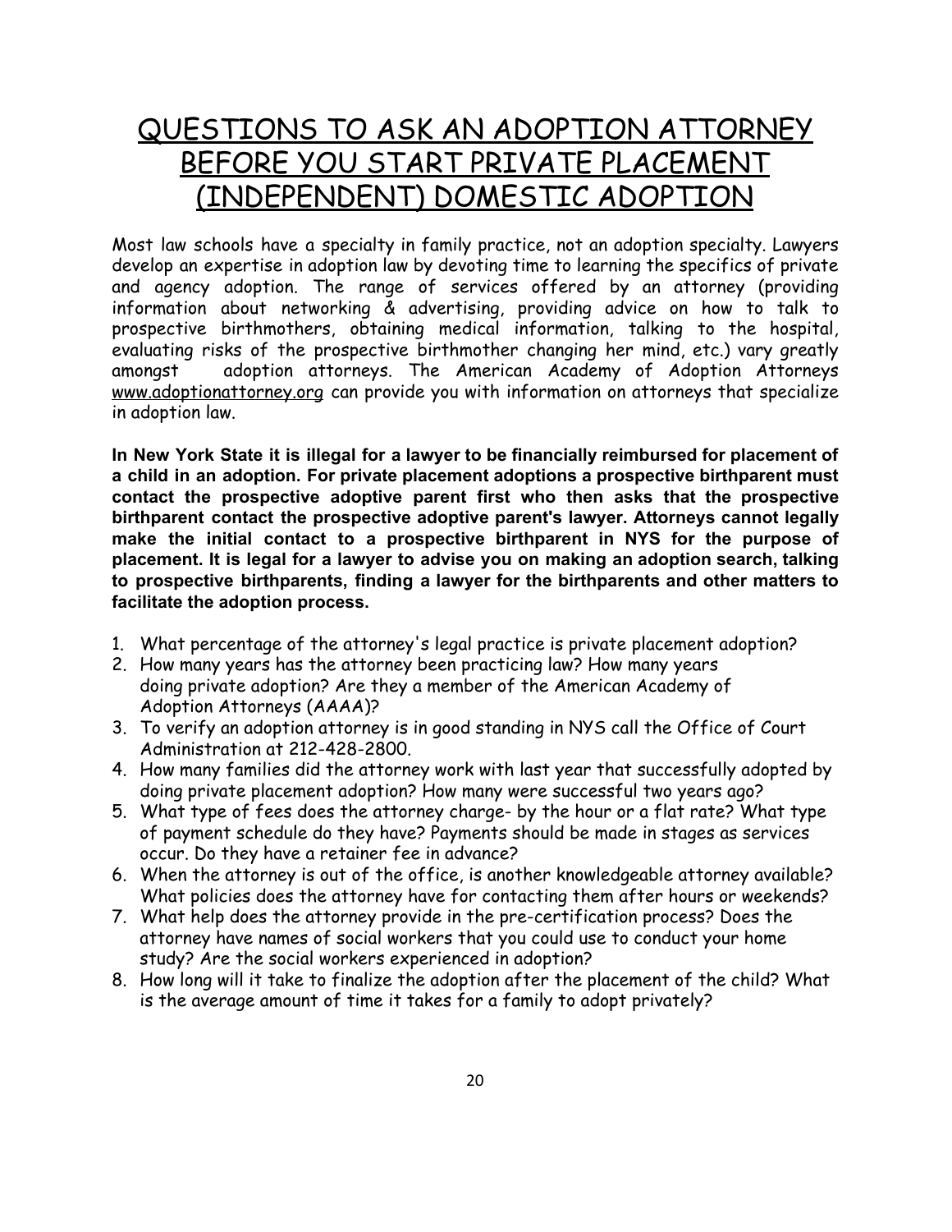# QUESTIONS TO ASK AN ADOPTION ATTORNEY BEFORE YOU START PRIVATE PLACEMENT (INDEPENDENT) DOMESTIC ADOPTION

Most law schools have a specialty in family practice, not an adoption specialty. Lawyers develop an expertise in adoption law by devoting time to learning the specifics of private and agency adoption. The range of services offered by an attorney (providing information about networking & advertising, providing advice on how to talk to prospective birthmothers, obtaining medical information, talking to the hospital, evaluating risks of the prospective birthmother changing her mind, etc.) vary greatly amongst adoption attorneys. The American Academy of Adoption Attorneys www.adoptionattorney.org can provide you with information on attorneys that specialize in adoption law.

**In New York State it is illegal for a lawyer to be financially reimbursed for placement of a child in an adoption. For private placement adoptions a prospective birthparent must contact the prospective adoptive parent first who then asks that the prospective birthparent contact the prospective adoptive parent's lawyer. Attorneys cannot legally make the initial contact to a prospective birthparent in NYS for the purpose of placement. It is legal for a lawyer to advise you on making an adoption search, talking to prospective birthparents, finding a lawyer for the birthparents and other matters to facilitate the adoption process.**

1. What percentage of the attorney's legal practice is private placement adoption?
2. How many years has the attorney been practicing law? How many years doing private adoption? Are they a member of the American Academy of Adoption Attorneys (AAAA)?
3. To verify an adoption attorney is in good standing in NYS call the Office of Court Administration at 212-428-2800.
4. How many families did the attorney work with last year that successfully adopted by doing private placement adoption? How many were successful two years ago?
5. What type of fees does the attorney charge- by the hour or a flat rate? What type of payment schedule do they have? Payments should be made in stages as services occur. Do they have a retainer fee in advance?
6. When the attorney is out of the office, is another knowledgeable attorney available? What policies does the attorney have for contacting them after hours or weekends?
7. What help does the attorney provide in the pre-certification process? Does the attorney have names of social workers that you could use to conduct your home study? Are the social workers experienced in adoption?
8. How long will it take to finalize the adoption after the placement of the child? What is the average amount of time it takes for a family to adopt privately?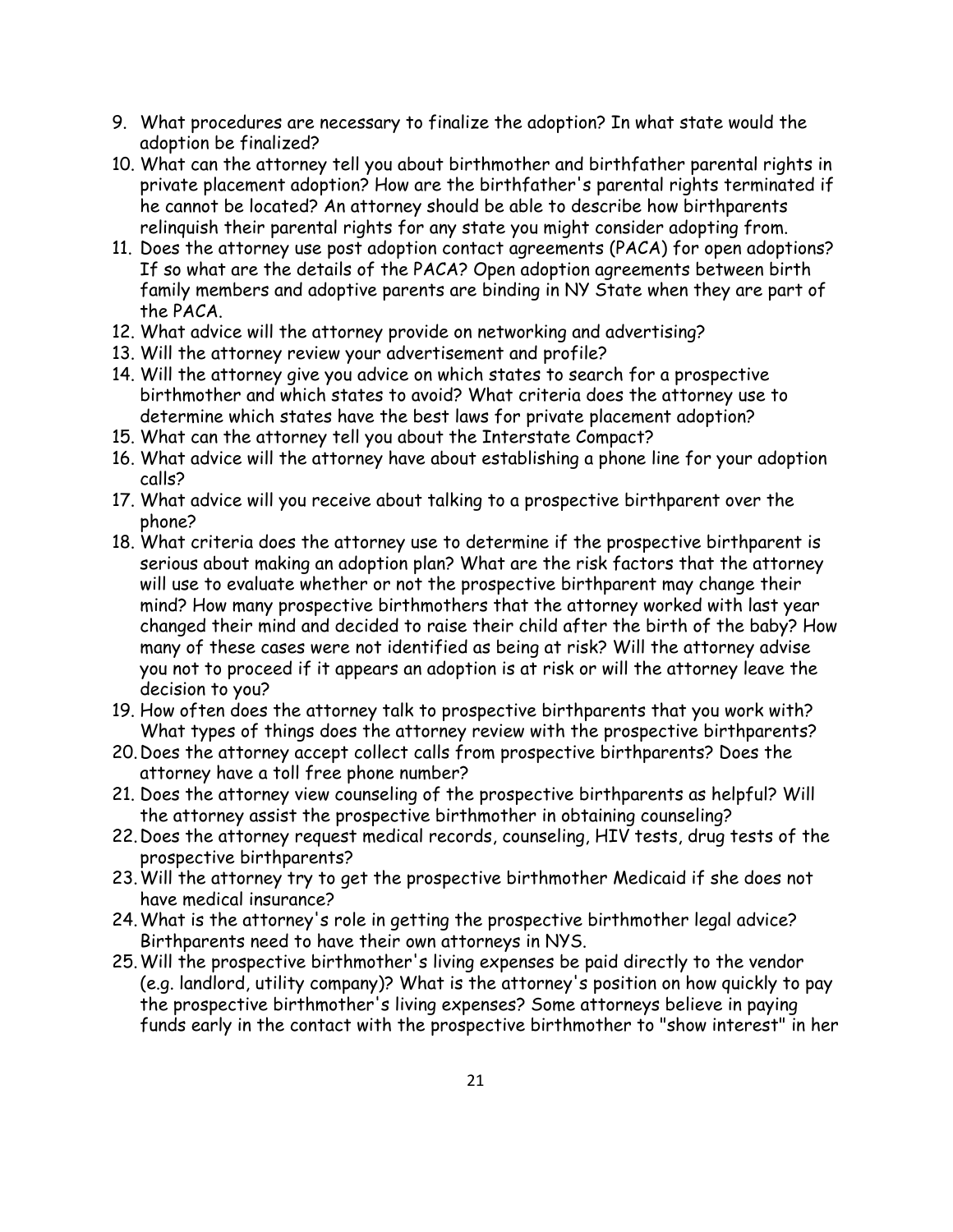9. What procedures are necessary to finalize the adoption? In what state would the adoption be finalized?
10. What can the attorney tell you about birthmother and birthfather parental rights in private placement adoption? How are the birthfather's parental rights terminated if he cannot be located? An attorney should be able to describe how birthparents relinquish their parental rights for any state you might consider adopting from.
11. Does the attorney use post adoption contact agreements (PACA) for open adoptions? If so what are the details of the PACA? Open adoption agreements between birth family members and adoptive parents are binding in NY State when they are part of the PACA.
12. What advice will the attorney provide on networking and advertising?
13. Will the attorney review your advertisement and profile?
14. Will the attorney give you advice on which states to search for a prospective birthmother and which states to avoid? What criteria does the attorney use to determine which states have the best laws for private placement adoption?
15. What can the attorney tell you about the Interstate Compact?
16. What advice will the attorney have about establishing a phone line for your adoption calls?
17. What advice will you receive about talking to a prospective birthparent over the phone?
18. What criteria does the attorney use to determine if the prospective birthparent is serious about making an adoption plan? What are the risk factors that the attorney will use to evaluate whether or not the prospective birthparent may change their mind? How many prospective birthmothers that the attorney worked with last year changed their mind and decided to raise their child after the birth of the baby? How many of these cases were not identified as being at risk? Will the attorney advise you not to proceed if it appears an adoption is at risk or will the attorney leave the decision to you?
19. How often does the attorney talk to prospective birthparents that you work with? What types of things does the attorney review with the prospective birthparents?
20. Does the attorney accept collect calls from prospective birthparents? Does the attorney have a toll free phone number?
21. Does the attorney view counseling of the prospective birthparents as helpful? Will the attorney assist the prospective birthmother in obtaining counseling?
22. Does the attorney request medical records, counseling, HIV tests, drug tests of the prospective birthparents?
23. Will the attorney try to get the prospective birthmother Medicaid if she does not have medical insurance?
24. What is the attorney's role in getting the prospective birthmother legal advice? Birthparents need to have their own attorneys in NYS.
25. Will the prospective birthmother's living expenses be paid directly to the vendor (e.g. landlord, utility company)? What is the attorney's position on how quickly to pay the prospective birthmother's living expenses? Some attorneys believe in paying funds early in the contact with the prospective birthmother to "show interest" in her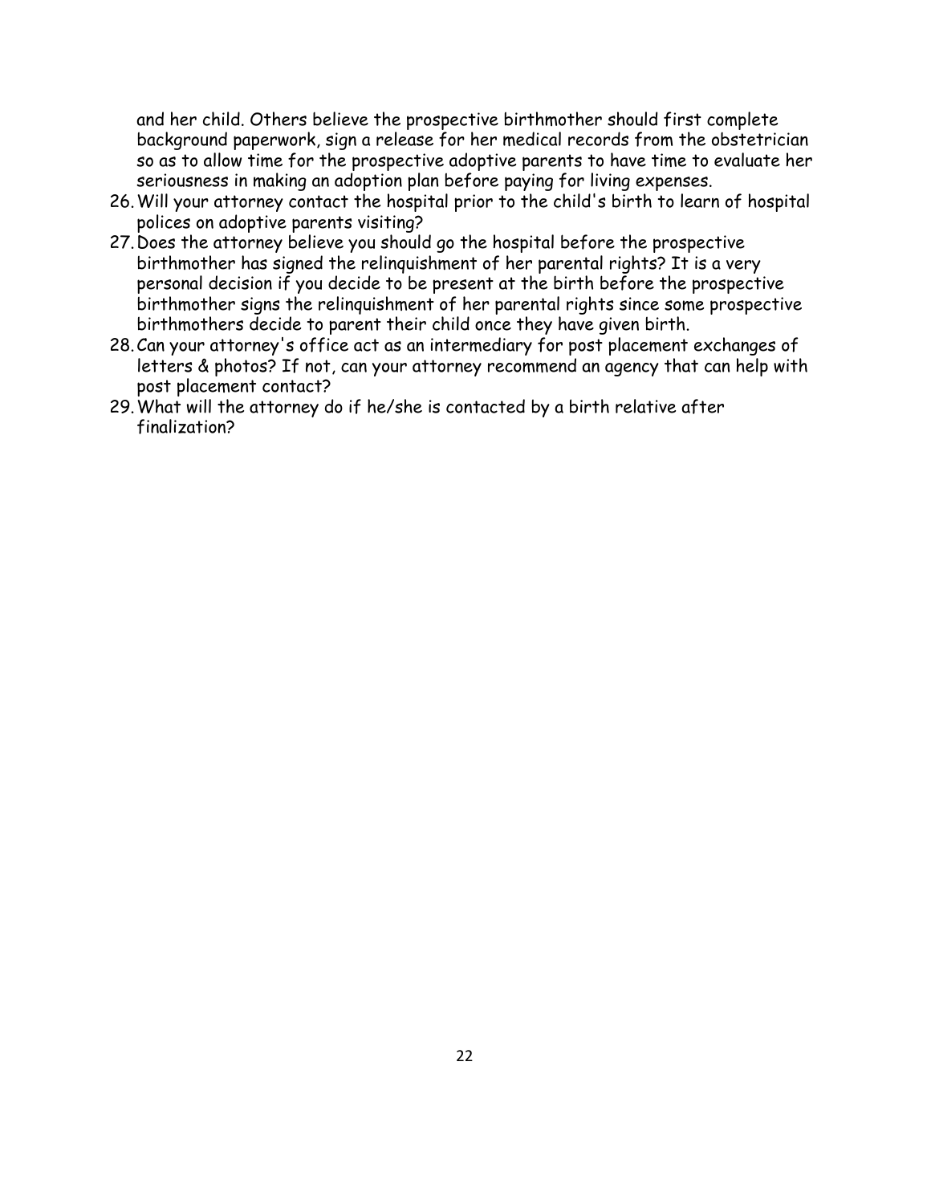and her child. Others believe the prospective birthmother should first complete background paperwork, sign a release for her medical records from the obstetrician so as to allow time for the prospective adoptive parents to have time to evaluate her seriousness in making an adoption plan before paying for living expenses.

26. Will your attorney contact the hospital prior to the child's birth to learn of hospital polices on adoptive parents visiting?
27. Does the attorney believe you should go the hospital before the prospective birthmother has signed the relinquishment of her parental rights? It is a very personal decision if you decide to be present at the birth before the prospective birthmother signs the relinquishment of her parental rights since some prospective birthmothers decide to parent their child once they have given birth.
28. Can your attorney's office act as an intermediary for post placement exchanges of letters & photos? If not, can your attorney recommend an agency that can help with post placement contact?
29. What will the attorney do if he/she is contacted by a birth relative after finalization?